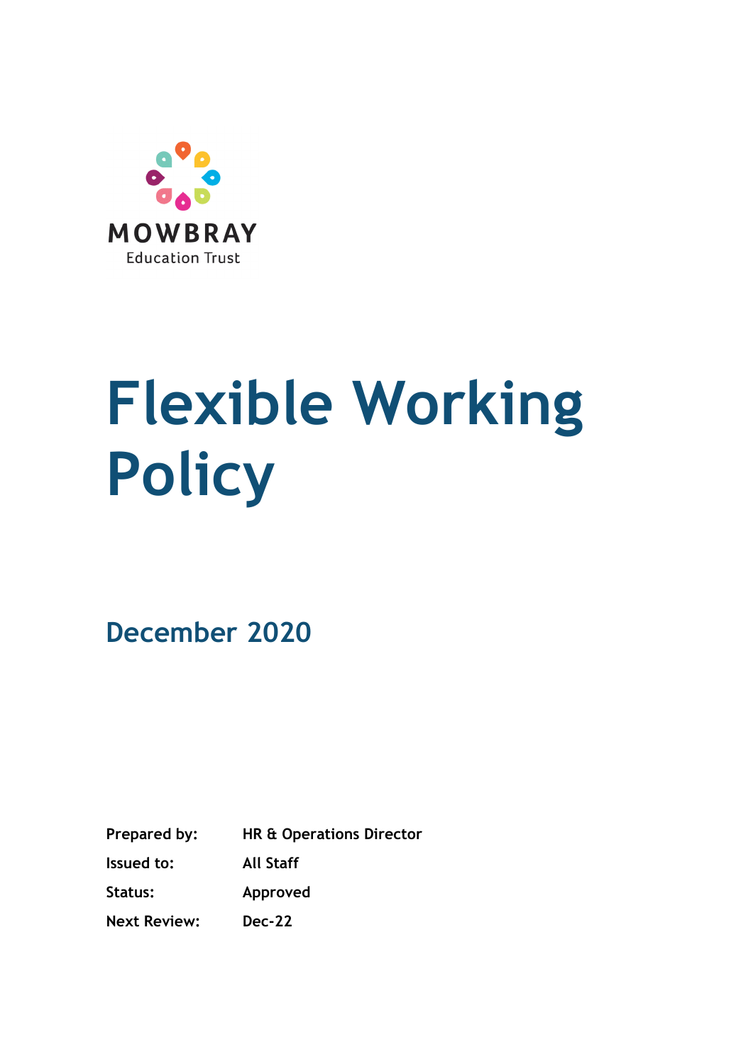MOWBRAY
Education Trust

# Flexible Working Policy

## December 2020

| | |
|---|---|
| **Prepared by:** | **HR & Operations Director** |
| **Issued to:** | **All Staff** |
| **Status:** | **Approved** |
| **Next Review:** | **Dec-22** |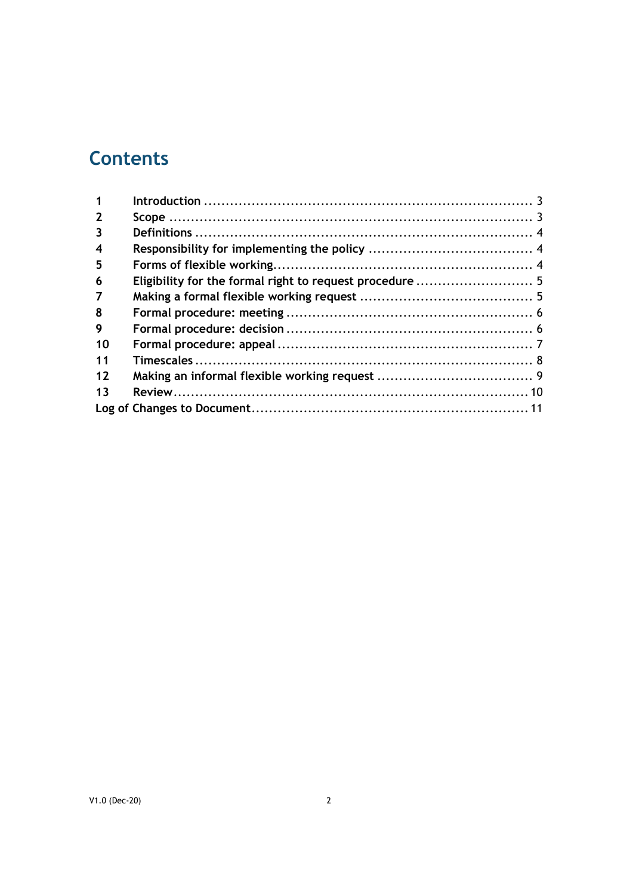# Contents

| | | |
|---|---|---|
| 1 | Introduction | 3 |
| 2 | Scope | 3 |
| 3 | Definitions | 4 |
| 4 | Responsibility for implementing the policy | 4 |
| 5 | Forms of flexible working | 4 |
| 6 | Eligibility for the formal right to request procedure | 5 |
| 7 | Making a formal flexible working request | 5 |
| 8 | Formal procedure: meeting | 6 |
| 9 | Formal procedure: decision | 6 |
| 10 | Formal procedure: appeal | 7 |
| 11 | Timescales | 8 |
| 12 | Making an informal flexible working request | 9 |
| 13 | Review | 10 |
| Log of Changes to Document | | 11 |

V1.0 (Dec-20)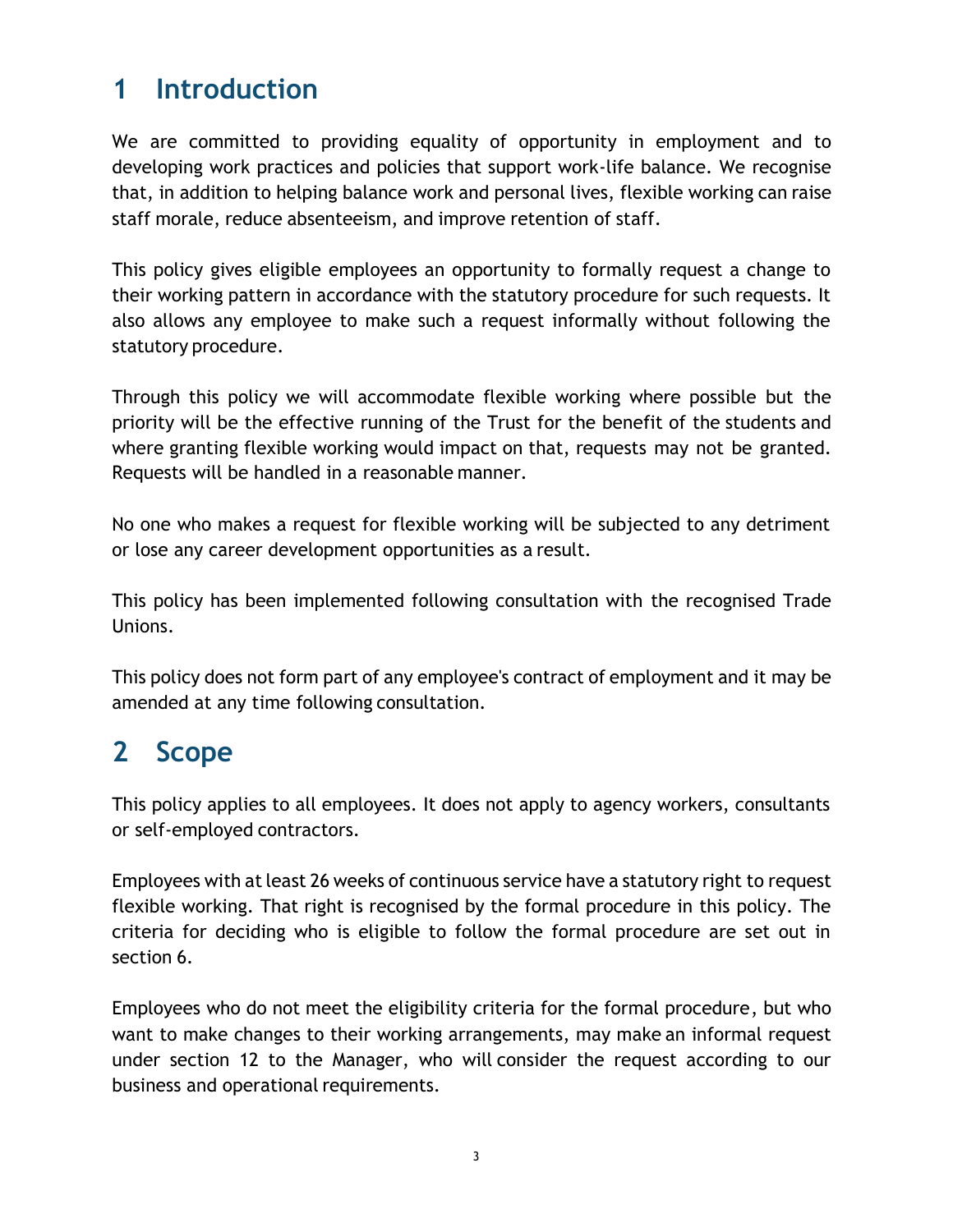# 1 Introduction

We are committed to providing equality of opportunity in employment and to developing work practices and policies that support work-life balance. We recognise that, in addition to helping balance work and personal lives, flexible working can raise staff morale, reduce absenteeism, and improve retention of staff.

This policy gives eligible employees an opportunity to formally request a change to their working pattern in accordance with the statutory procedure for such requests. It also allows any employee to make such a request informally without following the statutory procedure.

Through this policy we will accommodate flexible working where possible but the priority will be the effective running of the Trust for the benefit of the students and where granting flexible working would impact on that, requests may not be granted. Requests will be handled in a reasonable manner.

No one who makes a request for flexible working will be subjected to any detriment or lose any career development opportunities as a result.

This policy has been implemented following consultation with the recognised Trade Unions.

This policy does not form part of any employee's contract of employment and it may be amended at any time following consultation.

# 2 Scope

This policy applies to all employees. It does not apply to agency workers, consultants or self-employed contractors.

Employees with at least 26 weeks of continuous service have a statutory right to request flexible working. That right is recognised by the formal procedure in this policy. The criteria for deciding who is eligible to follow the formal procedure are set out in section 6.

Employees who do not meet the eligibility criteria for the formal procedure, but who want to make changes to their working arrangements, may make an informal request under section 12 to the Manager, who will consider the request according to our business and operational requirements.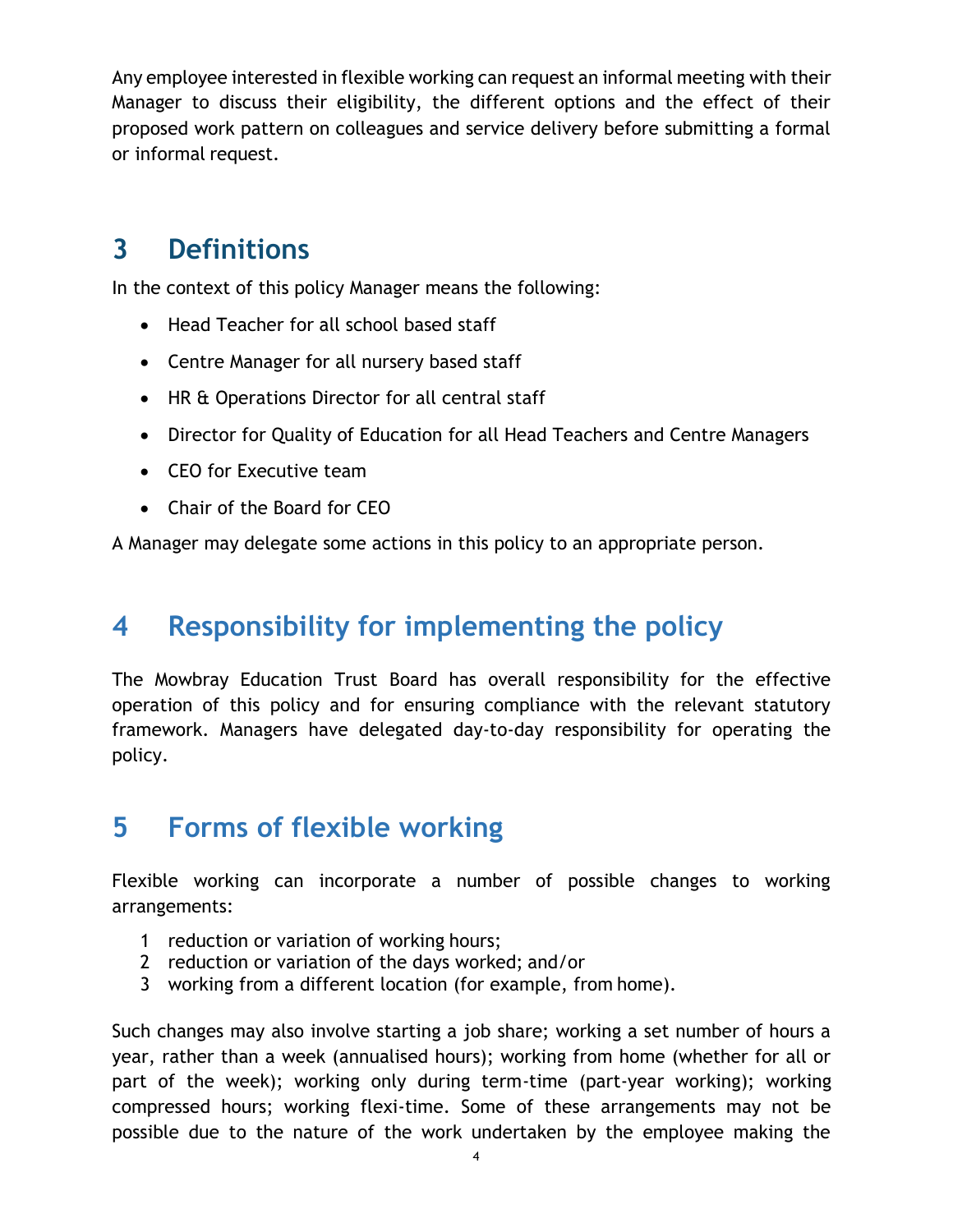Any employee interested in flexible working can request an informal meeting with their Manager to discuss their eligibility, the different options and the effect of their proposed work pattern on colleagues and service delivery before submitting a formal or informal request.

## 3 Definitions

In the context of this policy Manager means the following:

- Head Teacher for all school based staff
- Centre Manager for all nursery based staff
- HR & Operations Director for all central staff
- Director for Quality of Education for all Head Teachers and Centre Managers
- CEO for Executive team
- Chair of the Board for CEO

A Manager may delegate some actions in this policy to an appropriate person.

## 4 Responsibility for implementing the policy

The Mowbray Education Trust Board has overall responsibility for the effective operation of this policy and for ensuring compliance with the relevant statutory framework. Managers have delegated day-to-day responsibility for operating the policy.

## 5 Forms of flexible working

Flexible working can incorporate a number of possible changes to working arrangements:

1. reduction or variation of working hours;
2. reduction or variation of the days worked; and/or
3. working from a different location (for example, from home).

Such changes may also involve starting a job share; working a set number of hours a year, rather than a week (annualised hours); working from home (whether for all or part of the week); working only during term-time (part-year working); working compressed hours; working flexi-time. Some of these arrangements may not be possible due to the nature of the work undertaken by the employee making the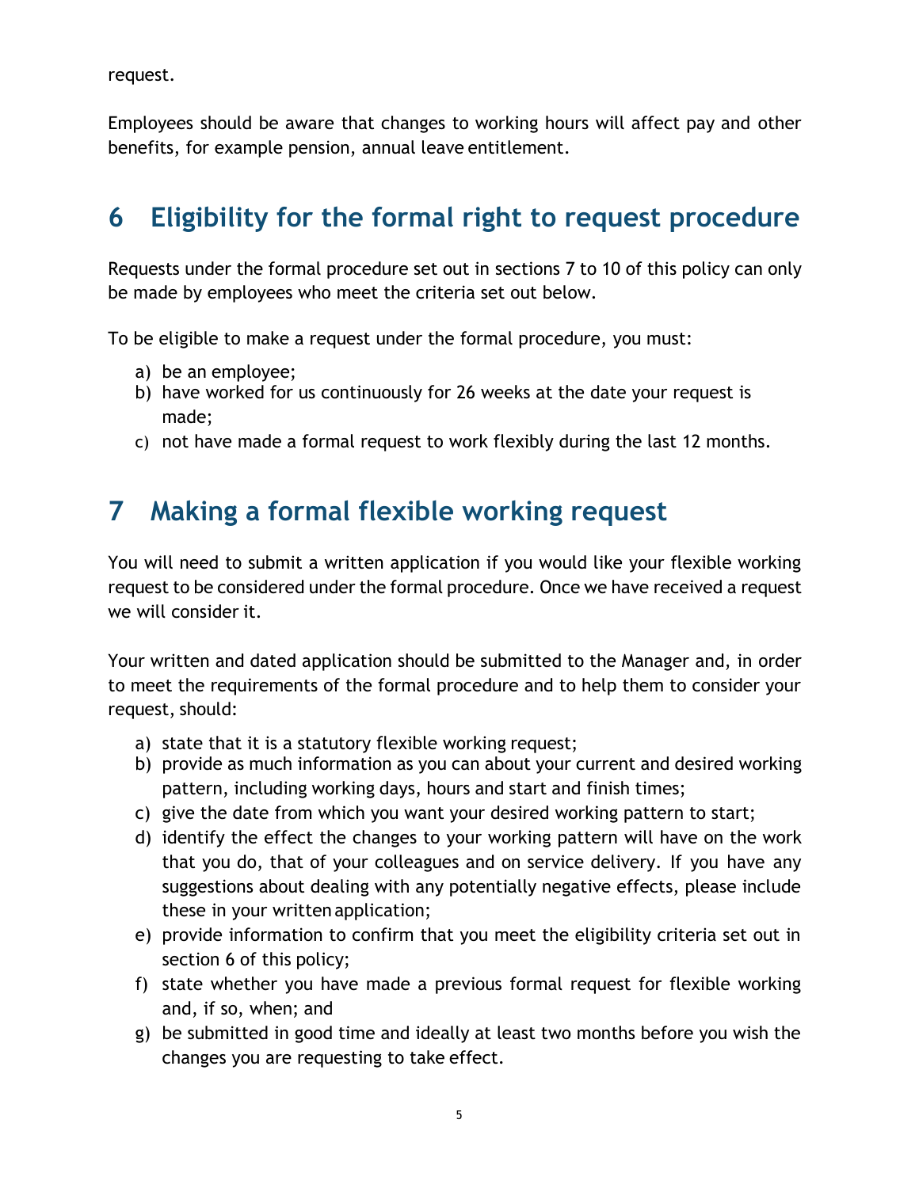request.

Employees should be aware that changes to working hours will affect pay and other benefits, for example pension, annual leave entitlement.

## 6 Eligibility for the formal right to request procedure

Requests under the formal procedure set out in sections 7 to 10 of this policy can only be made by employees who meet the criteria set out below.

To be eligible to make a request under the formal procedure, you must:

a) be an employee;
b) have worked for us continuously for 26 weeks at the date your request is made;
c) not have made a formal request to work flexibly during the last 12 months.

## 7 Making a formal flexible working request

You will need to submit a written application if you would like your flexible working request to be considered under the formal procedure. Once we have received a request we will consider it.

Your written and dated application should be submitted to the Manager and, in order to meet the requirements of the formal procedure and to help them to consider your request, should:

a) state that it is a statutory flexible working request;
b) provide as much information as you can about your current and desired working pattern, including working days, hours and start and finish times;
c) give the date from which you want your desired working pattern to start;
d) identify the effect the changes to your working pattern will have on the work that you do, that of your colleagues and on service delivery. If you have any suggestions about dealing with any potentially negative effects, please include these in your written application;
e) provide information to confirm that you meet the eligibility criteria set out in section 6 of this policy;
f) state whether you have made a previous formal request for flexible working and, if so, when; and
g) be submitted in good time and ideally at least two months before you wish the changes you are requesting to take effect.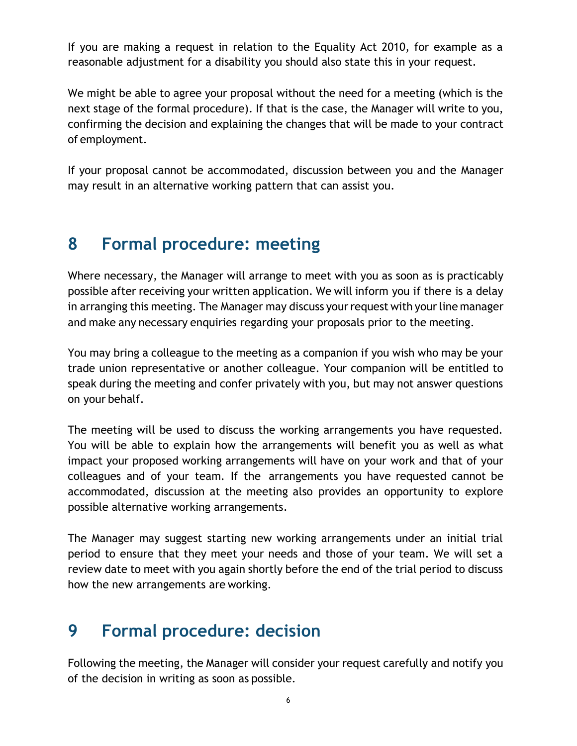If you are making a request in relation to the Equality Act 2010, for example as a reasonable adjustment for a disability you should also state this in your request.

We might be able to agree your proposal without the need for a meeting (which is the next stage of the formal procedure). If that is the case, the Manager will write to you, confirming the decision and explaining the changes that will be made to your contract of employment.

If your proposal cannot be accommodated, discussion between you and the Manager may result in an alternative working pattern that can assist you.

## 8 Formal procedure: meeting

Where necessary, the Manager will arrange to meet with you as soon as is practicably possible after receiving your written application. We will inform you if there is a delay in arranging this meeting. The Manager may discuss your request with your line manager and make any necessary enquiries regarding your proposals prior to the meeting.

You may bring a colleague to the meeting as a companion if you wish who may be your trade union representative or another colleague. Your companion will be entitled to speak during the meeting and confer privately with you, but may not answer questions on your behalf.

The meeting will be used to discuss the working arrangements you have requested. You will be able to explain how the arrangements will benefit you as well as what impact your proposed working arrangements will have on your work and that of your colleagues and of your team. If the arrangements you have requested cannot be accommodated, discussion at the meeting also provides an opportunity to explore possible alternative working arrangements.

The Manager may suggest starting new working arrangements under an initial trial period to ensure that they meet your needs and those of your team. We will set a review date to meet with you again shortly before the end of the trial period to discuss how the new arrangements are working.

## 9 Formal procedure: decision

Following the meeting, the Manager will consider your request carefully and notify you of the decision in writing as soon as possible.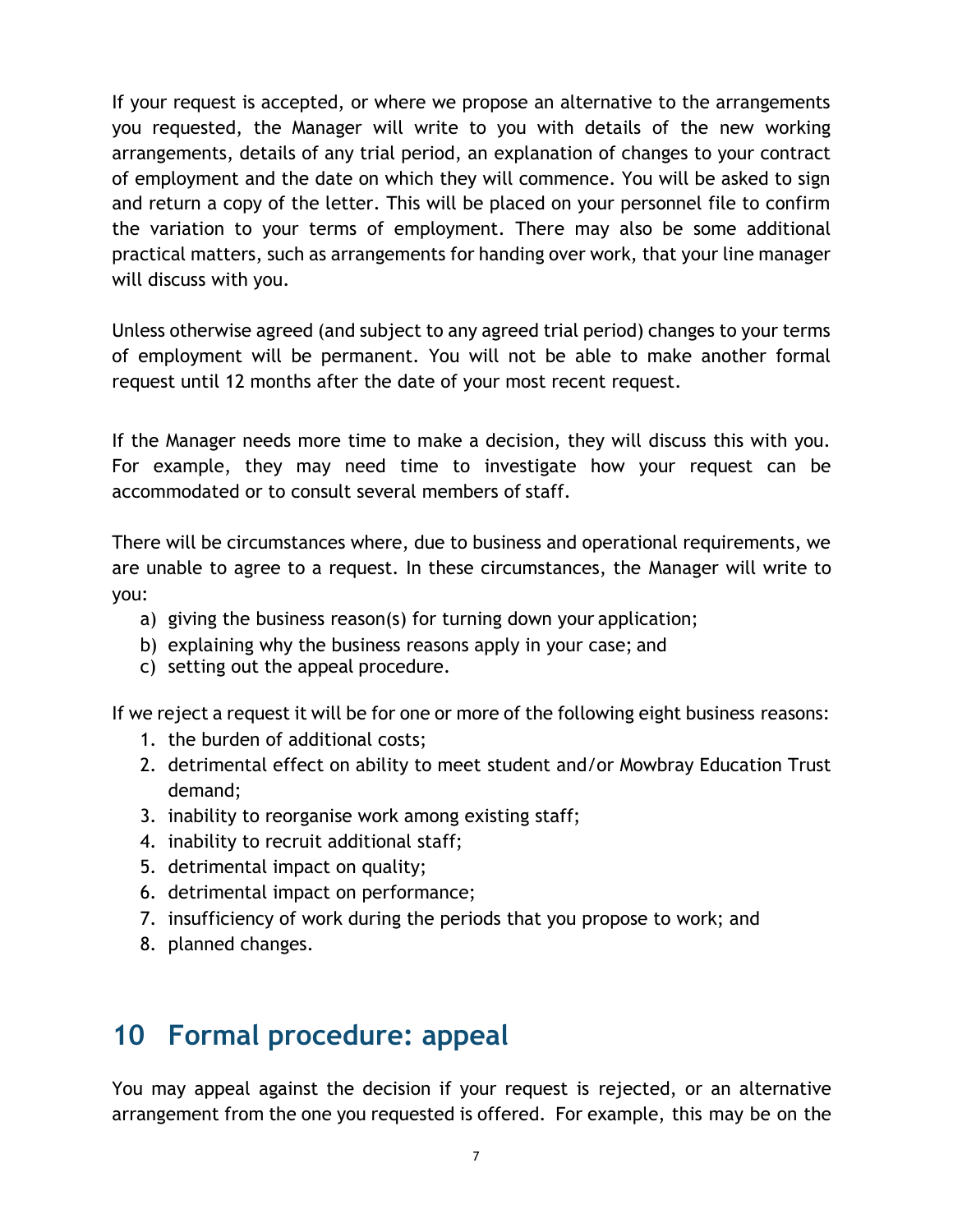If your request is accepted, or where we propose an alternative to the arrangements you requested, the Manager will write to you with details of the new working arrangements, details of any trial period, an explanation of changes to your contract of employment and the date on which they will commence. You will be asked to sign and return a copy of the letter. This will be placed on your personnel file to confirm the variation to your terms of employment. There may also be some additional practical matters, such as arrangements for handing over work, that your line manager will discuss with you.

Unless otherwise agreed (and subject to any agreed trial period) changes to your terms of employment will be permanent. You will not be able to make another formal request until 12 months after the date of your most recent request.

If the Manager needs more time to make a decision, they will discuss this with you. For example, they may need time to investigate how your request can be accommodated or to consult several members of staff.

There will be circumstances where, due to business and operational requirements, we are unable to agree to a request. In these circumstances, the Manager will write to you:

a) giving the business reason(s) for turning down your application;
b) explaining why the business reasons apply in your case; and
c) setting out the appeal procedure.

If we reject a request it will be for one or more of the following eight business reasons:

1. the burden of additional costs;
2. detrimental effect on ability to meet student and/or Mowbray Education Trust demand;
3. inability to reorganise work among existing staff;
4. inability to recruit additional staff;
5. detrimental impact on quality;
6. detrimental impact on performance;
7. insufficiency of work during the periods that you propose to work; and
8. planned changes.

## 10 Formal procedure: appeal

You may appeal against the decision if your request is rejected, or an alternative arrangement from the one you requested is offered. For example, this may be on the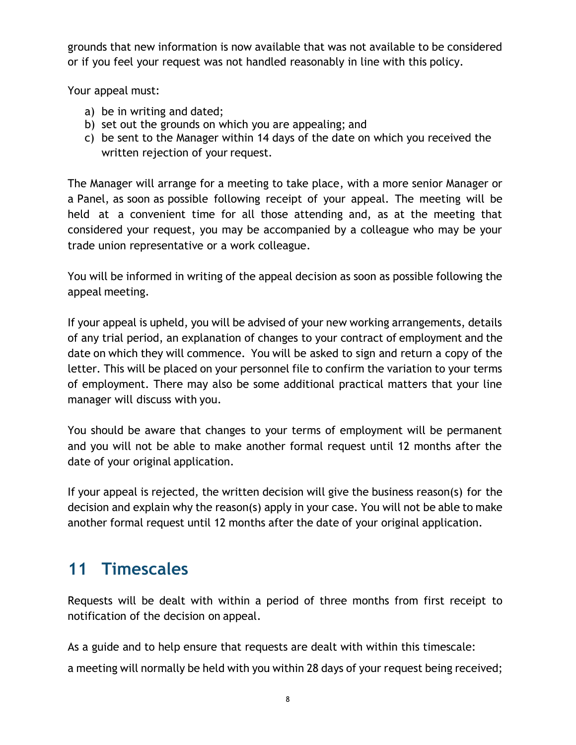grounds that new information is now available that was not available to be considered or if you feel your request was not handled reasonably in line with this policy.

Your appeal must:

a) be in writing and dated;
b) set out the grounds on which you are appealing; and
c) be sent to the Manager within 14 days of the date on which you received the written rejection of your request.

The Manager will arrange for a meeting to take place, with a more senior Manager or a Panel, as soon as possible following receipt of your appeal. The meeting will be held at a convenient time for all those attending and, as at the meeting that considered your request, you may be accompanied by a colleague who may be your trade union representative or a work colleague.

You will be informed in writing of the appeal decision as soon as possible following the appeal meeting.

If your appeal is upheld, you will be advised of your new working arrangements, details of any trial period, an explanation of changes to your contract of employment and the date on which they will commence. You will be asked to sign and return a copy of the letter. This will be placed on your personnel file to confirm the variation to your terms of employment. There may also be some additional practical matters that your line manager will discuss with you.

You should be aware that changes to your terms of employment will be permanent and you will not be able to make another formal request until 12 months after the date of your original application.

If your appeal is rejected, the written decision will give the business reason(s) for the decision and explain why the reason(s) apply in your case. You will not be able to make another formal request until 12 months after the date of your original application.

## 11 Timescales

Requests will be dealt with within a period of three months from first receipt to notification of the decision on appeal.

As a guide and to help ensure that requests are dealt with within this timescale:

a meeting will normally be held with you within 28 days of your request being received;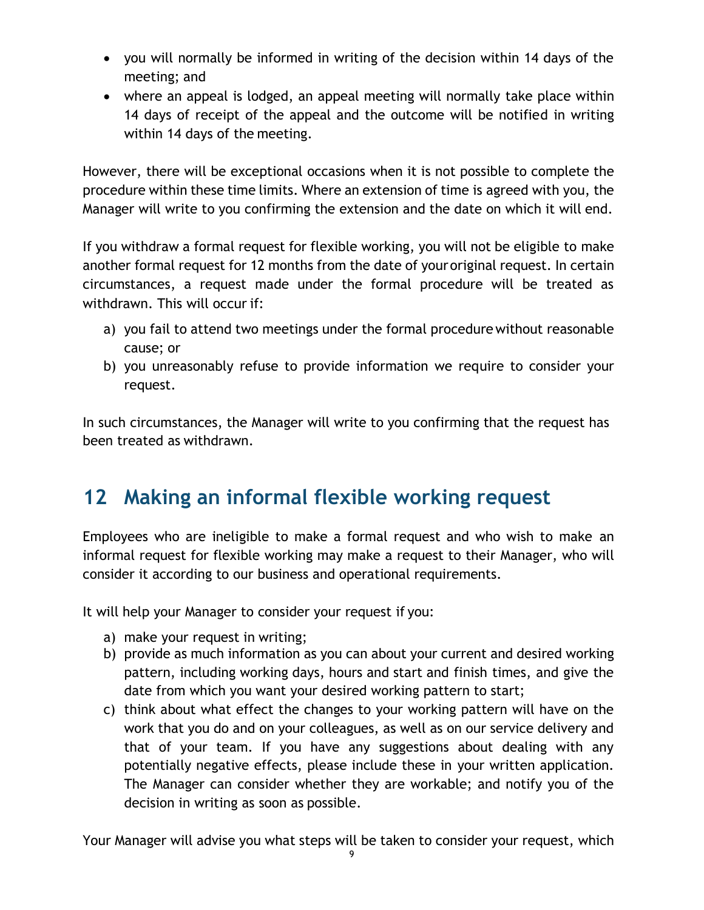- you will normally be informed in writing of the decision within 14 days of the meeting; and
- where an appeal is lodged, an appeal meeting will normally take place within 14 days of receipt of the appeal and the outcome will be notified in writing within 14 days of the meeting.

However, there will be exceptional occasions when it is not possible to complete the procedure within these time limits. Where an extension of time is agreed with you, the Manager will write to you confirming the extension and the date on which it will end.

If you withdraw a formal request for flexible working, you will not be eligible to make another formal request for 12 months from the date of your original request. In certain circumstances, a request made under the formal procedure will be treated as withdrawn. This will occur if:

a) you fail to attend two meetings under the formal procedure without reasonable cause; or
b) you unreasonably refuse to provide information we require to consider your request.

In such circumstances, the Manager will write to you confirming that the request has been treated as withdrawn.

## 12 Making an informal flexible working request

Employees who are ineligible to make a formal request and who wish to make an informal request for flexible working may make a request to their Manager, who will consider it according to our business and operational requirements.

It will help your Manager to consider your request if you:

a) make your request in writing;
b) provide as much information as you can about your current and desired working pattern, including working days, hours and start and finish times, and give the date from which you want your desired working pattern to start;
c) think about what effect the changes to your working pattern will have on the work that you do and on your colleagues, as well as on our service delivery and that of your team. If you have any suggestions about dealing with any potentially negative effects, please include these in your written application. The Manager can consider whether they are workable; and notify you of the decision in writing as soon as possible.

Your Manager will advise you what steps will be taken to consider your request, which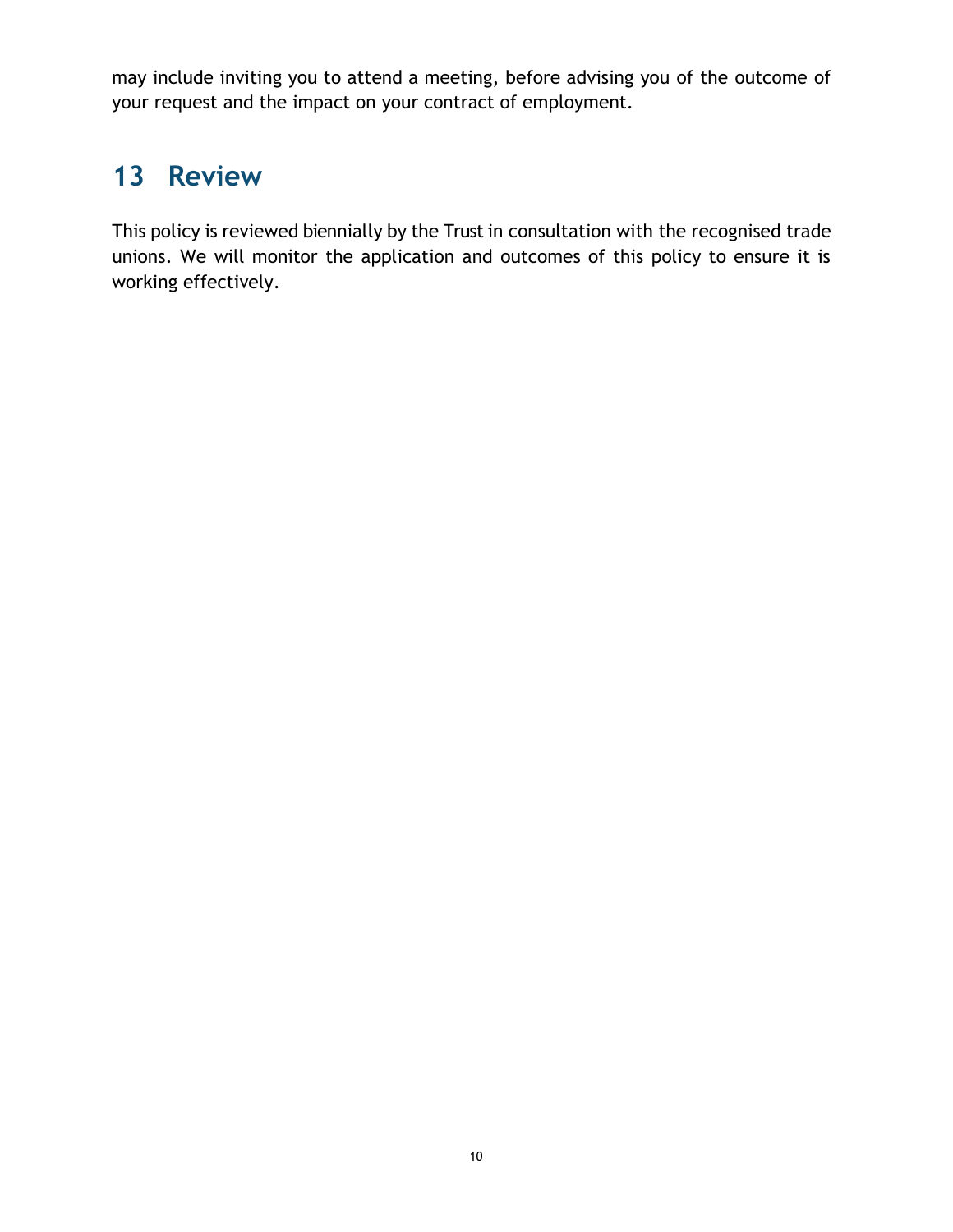may include inviting you to attend a meeting, before advising you of the outcome of your request and the impact on your contract of employment.

## 13 Review

This policy is reviewed biennially by the Trust in consultation with the recognised trade unions. We will monitor the application and outcomes of this policy to ensure it is working effectively.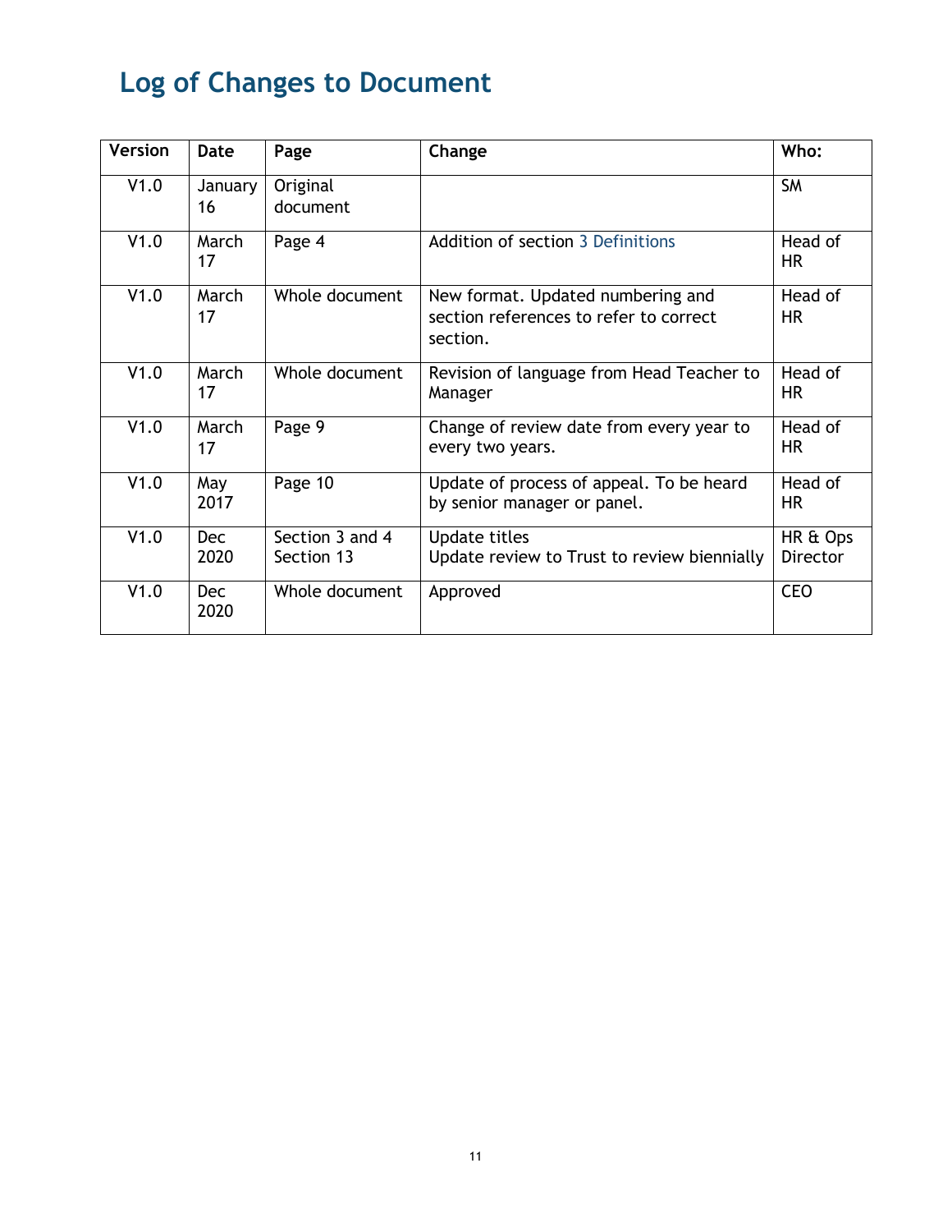# Log of Changes to Document

| Version | Date | Page | Change | Who: |
|---|---|---|---|---|
| V1.0 | January 16 | Original document | | SM |
| V1.0 | March 17 | Page 4 | Addition of section 3 Definitions | Head of HR |
| V1.0 | March 17 | Whole document | New format. Updated numbering and section references to refer to correct section. | Head of HR |
| V1.0 | March 17 | Whole document | Revision of language from Head Teacher to Manager | Head of HR |
| V1.0 | March 17 | Page 9 | Change of review date from every year to every two years. | Head of HR |
| V1.0 | May 2017 | Page 10 | Update of process of appeal. To be heard by senior manager or panel. | Head of HR |
| V1.0 | Dec 2020 | Section 3 and 4<br>Section 13 | Update titles<br>Update review to Trust to review biennially | HR & Ops Director |
| V1.0 | Dec 2020 | Whole document | Approved | CEO |